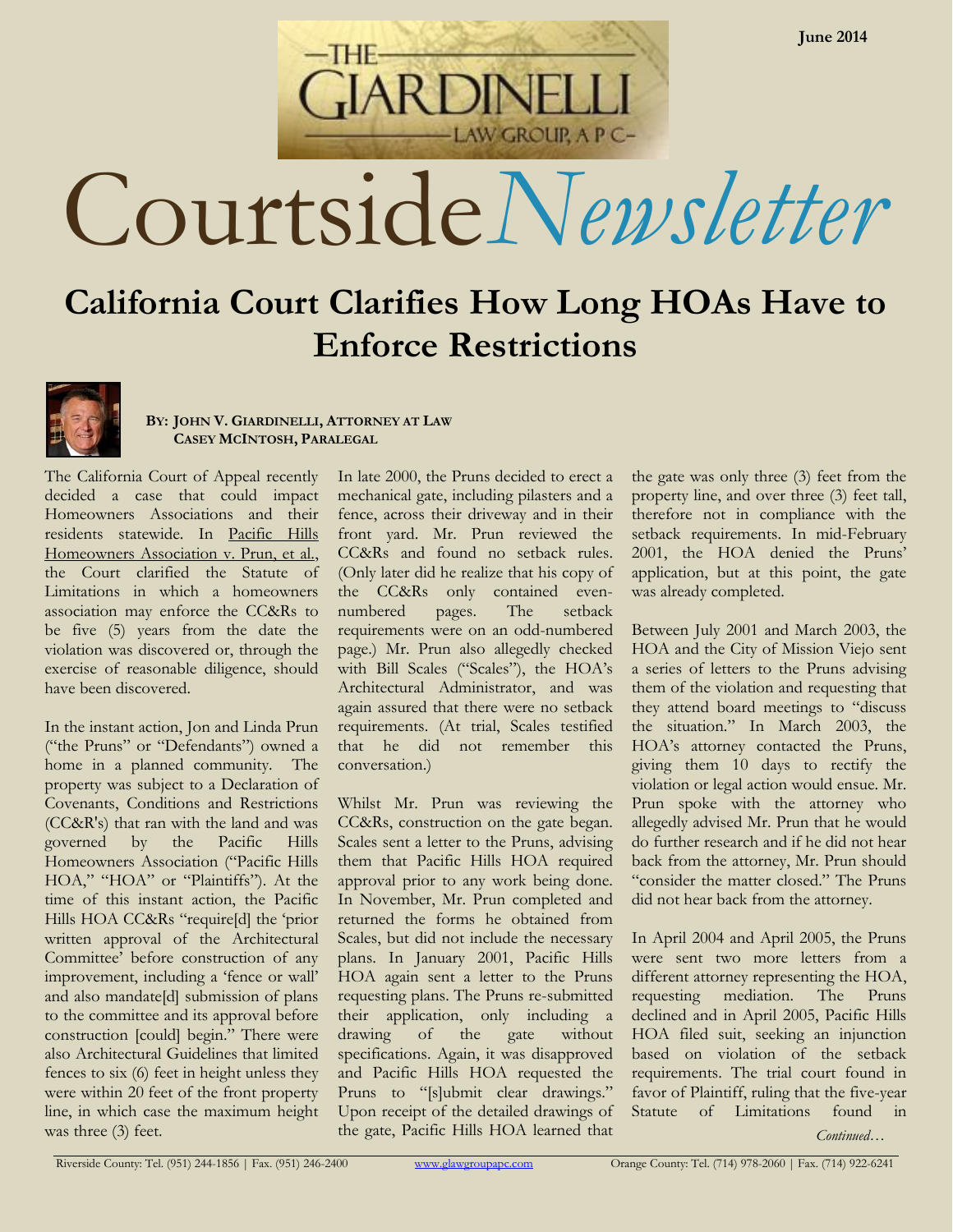June 2014

THE GIARDINELLI LAW GROUP, A P C

# Courtside*Newsletter*

## California Court Clarifies How Long HOAs Have to Enforce Restrictions

**By: John V. Giardinelli, Attorney at Law**
**Casey McIntosh, Paralegal**

The California Court of Appeal recently decided a case that could impact Homeowners Associations and their residents statewide. In Pacific Hills Homeowners Association v. Prun, et al., the Court clarified the Statute of Limitations in which a homeowners association may enforce the CC&Rs to be five (5) years from the date the violation was discovered or, through the exercise of reasonable diligence, should have been discovered.

In the instant action, Jon and Linda Prun ("the Pruns" or "Defendants") owned a home in a planned community. The property was subject to a Declaration of Covenants, Conditions and Restrictions (CC&R's) that ran with the land and was governed by the Pacific Hills Homeowners Association ("Pacific Hills HOA," "HOA" or "Plaintiffs"). At the time of this instant action, the Pacific Hills HOA CC&Rs "require[d] the 'prior written approval of the Architectural Committee' before construction of any improvement, including a 'fence or wall' and also mandate[d] submission of plans to the committee and its approval before construction [could] begin." There were also Architectural Guidelines that limited fences to six (6) feet in height unless they were within 20 feet of the front property line, in which case the maximum height was three (3) feet.

In late 2000, the Pruns decided to erect a mechanical gate, including pilasters and a fence, across their driveway and in their front yard. Mr. Prun reviewed the CC&Rs and found no setback rules. (Only later did he realize that his copy of the CC&Rs only contained even-numbered pages. The setback requirements were on an odd-numbered page.) Mr. Prun also allegedly checked with Bill Scales ("Scales"), the HOA's Architectural Administrator, and was again assured that there were no setback requirements. (At trial, Scales testified that he did not remember this conversation.)

Whilst Mr. Prun was reviewing the CC&Rs, construction on the gate began. Scales sent a letter to the Pruns, advising them that Pacific Hills HOA required approval prior to any work being done. In November, Mr. Prun completed and returned the forms he obtained from Scales, but did not include the necessary plans. In January 2001, Pacific Hills HOA again sent a letter to the Pruns requesting plans. The Pruns re-submitted their application, only including a drawing of the gate without specifications. Again, it was disapproved and Pacific Hills HOA requested the Pruns to "[s]ubmit clear drawings." Upon receipt of the detailed drawings of the gate, Pacific Hills HOA learned that the gate was only three (3) feet from the property line, and over three (3) feet tall, therefore not in compliance with the setback requirements. In mid-February 2001, the HOA denied the Pruns' application, but at this point, the gate was already completed.

Between July 2001 and March 2003, the HOA and the City of Mission Viejo sent a series of letters to the Pruns advising them of the violation and requesting that they attend board meetings to "discuss the situation." In March 2003, the HOA's attorney contacted the Pruns, giving them 10 days to rectify the violation or legal action would ensue. Mr. Prun spoke with the attorney who allegedly advised Mr. Prun that he would do further research and if he did not hear back from the attorney, Mr. Prun should "consider the matter closed." The Pruns did not hear back from the attorney.

In April 2004 and April 2005, the Pruns were sent two more letters from a different attorney representing the HOA, requesting mediation. The Pruns declined and in April 2005, Pacific Hills HOA filed suit, seeking an injunction based on violation of the setback requirements. The trial court found in favor of Plaintiff, ruling that the five-year Statute of Limitations found in

*Continued…*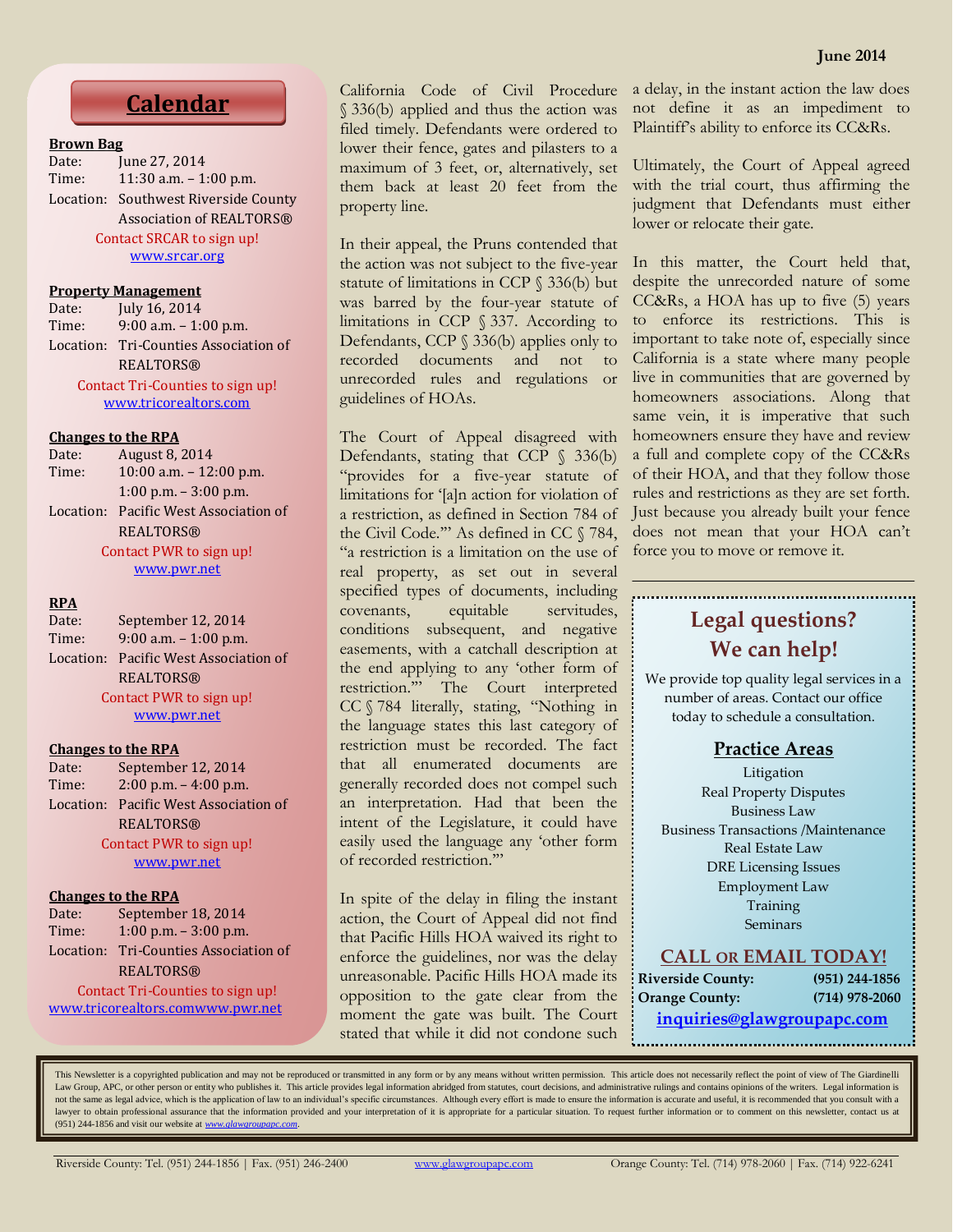## Calendar

**Brown Bag**
Date: June 27, 2014
Time: 11:30 a.m. – 1:00 p.m.
Location: Southwest Riverside County Association of REALTORS®
Contact SRCAR to sign up!
www.srcar.org

**Property Management**
Date: July 16, 2014
Time: 9:00 a.m. – 1:00 p.m.
Location: Tri-Counties Association of REALTORS®
Contact Tri-Counties to sign up!
www.tricorealtors.com

**Changes to the RPA**
Date: August 8, 2014
Time: 10:00 a.m. – 12:00 p.m.
1:00 p.m. – 3:00 p.m.
Location: Pacific West Association of REALTORS®
Contact PWR to sign up!
www.pwr.net

**RPA**
Date: September 12, 2014
Time: 9:00 a.m. – 1:00 p.m.
Location: Pacific West Association of REALTORS®
Contact PWR to sign up!
www.pwr.net

**Changes to the RPA**
Date: September 12, 2014
Time: 2:00 p.m. – 4:00 p.m.
Location: Pacific West Association of REALTORS®
Contact PWR to sign up!
www.pwr.net

**Changes to the RPA**
Date: September 18, 2014
Time: 1:00 p.m. – 3:00 p.m.
Location: Tri-Counties Association of REALTORS®
Contact Tri-Counties to sign up!
www.tricorealtors.comwww.pwr.net

California Code of Civil Procedure § 336(b) applied and thus the action was filed timely. Defendants were ordered to lower their fence, gates and pilasters to a maximum of 3 feet, or, alternatively, set them back at least 20 feet from the property line.

In their appeal, the Pruns contended that the action was not subject to the five-year statute of limitations in CCP § 336(b) but was barred by the four-year statute of limitations in CCP § 337. According to Defendants, CCP § 336(b) applies only to recorded documents and not to unrecorded rules and regulations or guidelines of HOAs.

The Court of Appeal disagreed with Defendants, stating that CCP § 336(b) "provides for a five-year statute of limitations for '[a]n action for violation of a restriction, as defined in Section 784 of the Civil Code.'" As defined in CC § 784, "a restriction is a limitation on the use of real property, as set out in several specified types of documents, including covenants, equitable servitudes, conditions subsequent, and negative easements, with a catchall description at the end applying to any 'other form of restriction.'" The Court interpreted CC § 784 literally, stating, "Nothing in the language states this last category of restriction must be recorded. The fact that all enumerated documents are generally recorded does not compel such an interpretation. Had that been the intent of the Legislature, it could have easily used the language any 'other form of recorded restriction.'"

In spite of the delay in filing the instant action, the Court of Appeal did not find that Pacific Hills HOA waived its right to enforce the guidelines, nor was the delay unreasonable. Pacific Hills HOA made its opposition to the gate clear from the moment the gate was built. The Court stated that while it did not condone such a delay, in the instant action the law does not define it as an impediment to Plaintiff's ability to enforce its CC&Rs.

Ultimately, the Court of Appeal agreed with the trial court, thus affirming the judgment that Defendants must either lower or relocate their gate.

In this matter, the Court held that, despite the unrecorded nature of some CC&Rs, a HOA has up to five (5) years to enforce its restrictions. This is important to take note of, especially since California is a state where many people live in communities that are governed by homeowners associations. Along that same vein, it is imperative that such homeowners ensure they have and review a full and complete copy of the CC&Rs of their HOA, and that they follow those rules and restrictions as they are set forth. Just because you already built your fence does not mean that your HOA can't force you to move or remove it.

## Legal questions? We can help!

We provide top quality legal services in a number of areas. Contact our office today to schedule a consultation.

### Practice Areas

Litigation
Real Property Disputes
Business Law
Business Transactions /Maintenance
Real Estate Law
DRE Licensing Issues
Employment Law
Training
Seminars

**CALL OR EMAIL TODAY!**

**Riverside County:** (951) 244-1856
**Orange County:** (714) 978-2060
inquiries@glawgroupapc.com

This Newsletter is a copyrighted publication and may not be reproduced or transmitted in any form or by any means without written permission. This article does not necessarily reflect the point of view of The Giardinelli Law Group, APC, or other person or entity who publishes it. This article provides legal information abridged from statutes, court decisions, and administrative rulings and contains opinions of the writers. Legal information is not the same as legal advice, which is the application of law to an individual's specific circumstances. Although every effort is made to ensure the information is accurate and useful, it is recommended that you consult with a lawyer to obtain professional assurance that the information provided and your interpretation of it is appropriate for a particular situation. To request further information or to comment on this newsletter, contact us at (951) 244-1856 and visit our website at *www.glawgroupapc.com*.

Riverside County: Tel. (951) 244-1856 | Fax. (951) 246-2400 www.glawgroupapc.com Orange County: Tel. (714) 978-2060 | Fax. (714) 922-6241